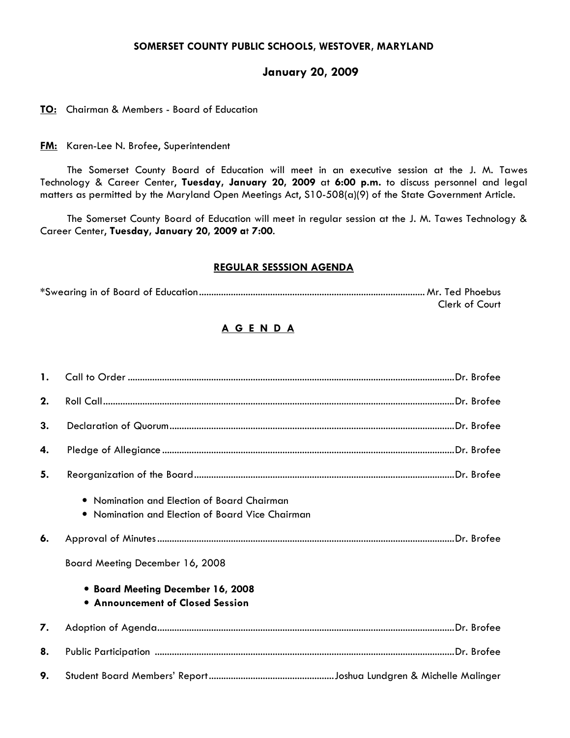**SOMERSET COUNTY PUBLIC SCHOOLS, WESTOVER, MARYLAND**

**January 20, 2009**

**TO:** Chairman & Members - Board of Education

**FM:** Karen-Lee N. Brofee, Superintendent

The Somerset County Board of Education will meet in an executive session at the J. M. Tawes Technology & Career Center, **Tuesday, January 20, 2009** at **6:00 p.m.** to discuss personnel and legal matters as permitted by the Maryland Open Meetings Act, S10-508(a)(9) of the State Government Article.

The Somerset County Board of Education will meet in regular session at the J. M. Tawes Technology & Career Center, **Tuesday, January 20, 2009 at 7:00**.

## REGULAR SESSSION AGENDA

*Swearing in of Board of Education .......................................................................................... Mr. Ted Phoebus
Clerk of Court

## A G E N D A

**1.** Call to Order ....................................................................................................................................Dr. Brofee

**2.** Roll Call..............................................................................................................................................Dr. Brofee

**3.** Declaration of Quorum..................................................................................................................Dr. Brofee

**4.** Pledge of Allegiance .....................................................................................................................Dr. Brofee

**5.** Reorganization of the Board.........................................................................................................Dr. Brofee

- Nomination and Election of Board Chairman
- Nomination and Election of Board Vice Chairman

**6.** Approval of Minutes .......................................................................................................................Dr. Brofee

Board Meeting December 16, 2008

- **Board Meeting December 16, 2008**
- **Announcement of Closed Session**

**7.** Adoption of Agenda.......................................................................................................................Dr. Brofee

**8.** Public Participation .........................................................................................................................Dr. Brofee

**9.** Student Board Members' Report..................................................Joshua Lundgren & Michelle Malinger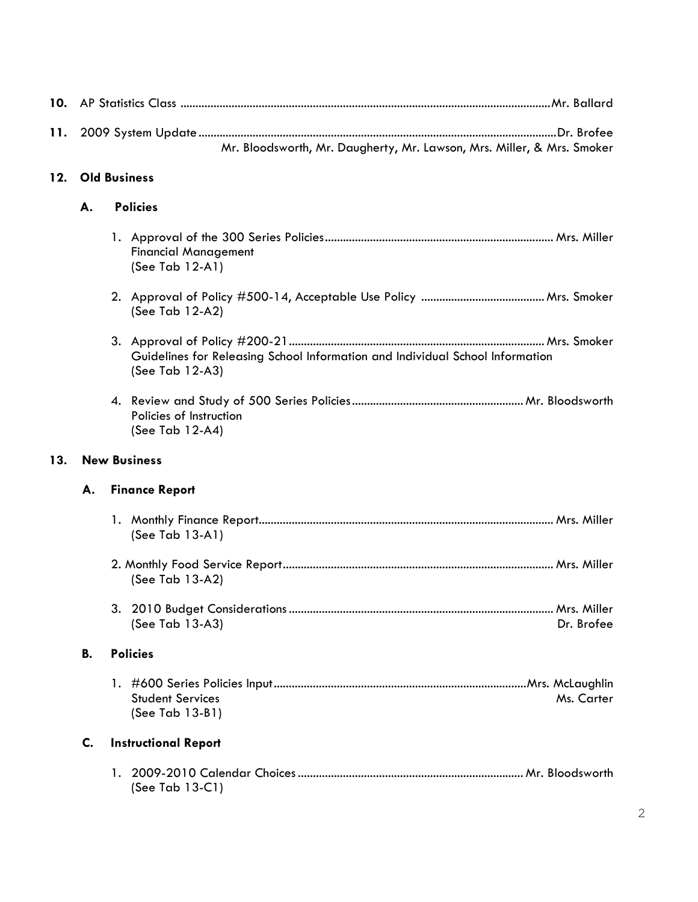**10.** AP Statistics Class ........................................................................................................................Mr. Ballard

**11.** 2009 System Update ......................................................................................................................Dr. Brofee
Mr. Bloodsworth, Mr. Daugherty, Mr. Lawson, Mrs. Miller, & Mrs. Smoker

**12. Old Business**

**A. Policies**

1. Approval of the 300 Series Policies.......................................................................... Mrs. Miller
   Financial Management
   (See Tab 12-A1)

2. Approval of Policy #500-14, Acceptable Use Policy ........................................ Mrs. Smoker
   (See Tab 12-A2)

3. Approval of Policy #200-21.................................................................................... Mrs. Smoker
   Guidelines for Releasing School Information and Individual School Information
   (See Tab 12-A3)

4. Review and Study of 500 Series Policies........................................................ Mr. Bloodsworth
   Policies of Instruction
   (See Tab 12-A4)

**13. New Business**

**A. Finance Report**

1. Monthly Finance Report................................................................................................ Mrs. Miller
   (See Tab 13-A1)

2. Monthly Food Service Report........................................................................................ Mrs. Miller
   (See Tab 13-A2)

3. 2010 Budget Considerations...................................................................................... Mrs. Miller
   (See Tab 13-A3) Dr. Brofee

**B. Policies**

1. #600 Series Policies Input..................................................................................Mrs. McLaughlin
   Student Services Ms. Carter
   (See Tab 13-B1)

**C. Instructional Report**

1. 2009-2010 Calendar Choices.......................................................................... Mr. Bloodsworth
   (See Tab 13-C1)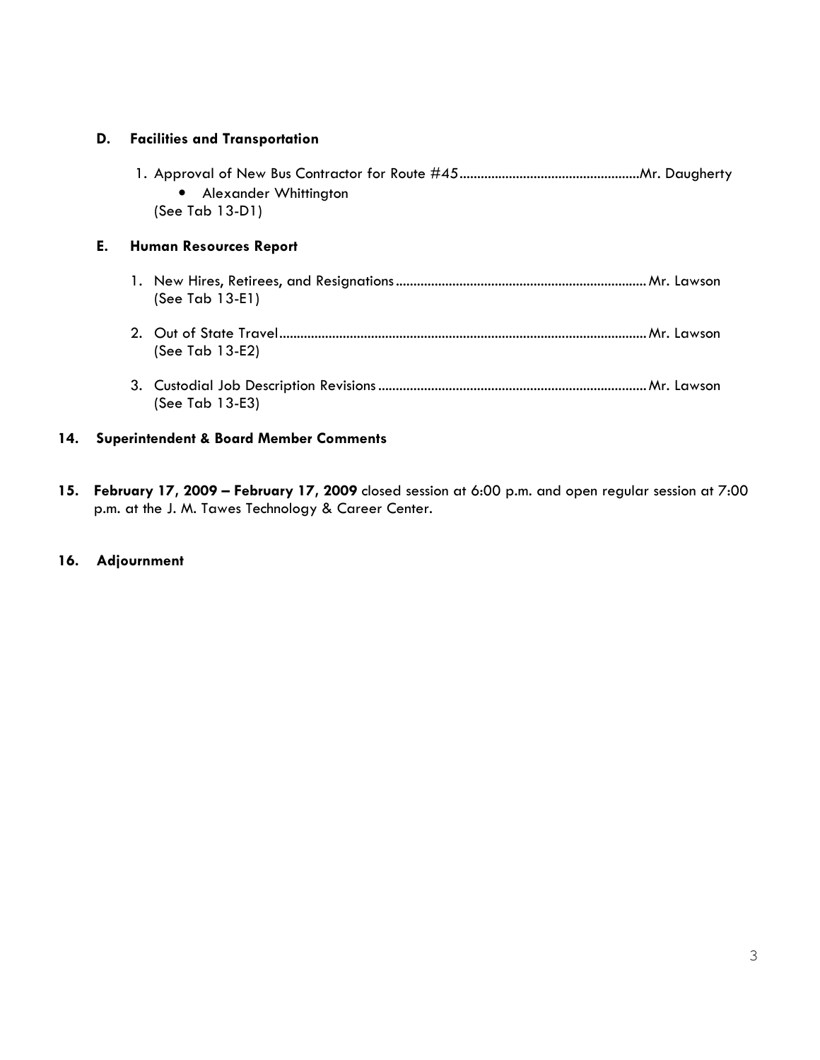**D. Facilities and Transportation**

1. Approval of New Bus Contractor for Route #45..................................................Mr. Daugherty
    - Alexander Whittington

    (See Tab 13-D1)

**E. Human Resources Report**

1. New Hires, Retirees, and Resignations......................................................................Mr. Lawson
   (See Tab 13-E1)

2. Out of State Travel.......................................................................................................Mr. Lawson
   (See Tab 13-E2)

3. Custodial Job Description Revisions...........................................................................Mr. Lawson
   (See Tab 13-E3)

**14. Superintendent & Board Member Comments**

**15. February 17, 2009 – February 17, 2009** closed session at 6:00 p.m. and open regular session at 7:00 p.m. at the J. M. Tawes Technology & Career Center.

**16. Adjournment**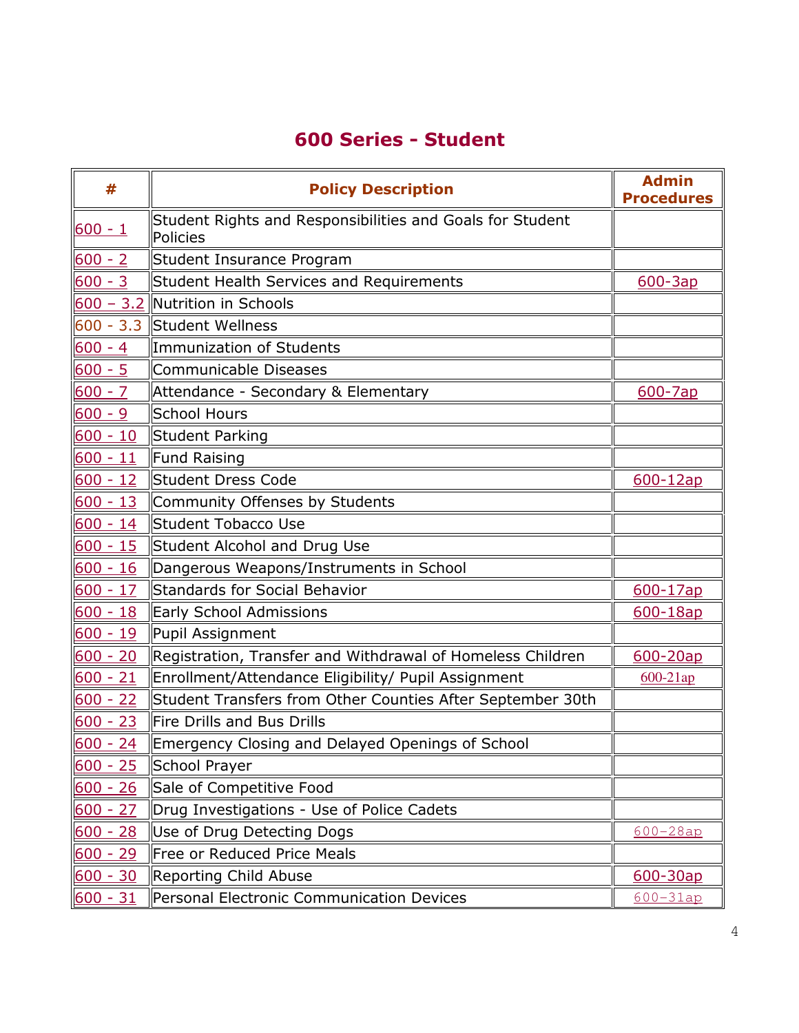## 600 Series - Student

| # | Policy Description | Admin Procedures |
|---|---|---|
| 600 - 1 | Student Rights and Responsibilities and Goals for Student Policies | |
| 600 - 2 | Student Insurance Program | |
| 600 - 3 | Student Health Services and Requirements | 600-3ap |
| 600 – 3.2 | Nutrition in Schools | |
| 600 - 3.3 | Student Wellness | |
| 600 - 4 | Immunization of Students | |
| 600 - 5 | Communicable Diseases | |
| 600 - 7 | Attendance - Secondary & Elementary | 600-7ap |
| 600 - 9 | School Hours | |
| 600 - 10 | Student Parking | |
| 600 - 11 | Fund Raising | |
| 600 - 12 | Student Dress Code | 600-12ap |
| 600 - 13 | Community Offenses by Students | |
| 600 - 14 | Student Tobacco Use | |
| 600 - 15 | Student Alcohol and Drug Use | |
| 600 - 16 | Dangerous Weapons/Instruments in School | |
| 600 - 17 | Standards for Social Behavior | 600-17ap |
| 600 - 18 | Early School Admissions | 600-18ap |
| 600 - 19 | Pupil Assignment | |
| 600 - 20 | Registration, Transfer and Withdrawal of Homeless Children | 600-20ap |
| 600 - 21 | Enrollment/Attendance Eligibility/ Pupil Assignment | 600-21ap |
| 600 - 22 | Student Transfers from Other Counties After September 30th | |
| 600 - 23 | Fire Drills and Bus Drills | |
| 600 - 24 | Emergency Closing and Delayed Openings of School | |
| 600 - 25 | School Prayer | |
| 600 - 26 | Sale of Competitive Food | |
| 600 - 27 | Drug Investigations - Use of Police Cadets | |
| 600 - 28 | Use of Drug Detecting Dogs | 600-28ap |
| 600 - 29 | Free or Reduced Price Meals | |
| 600 - 30 | Reporting Child Abuse | 600-30ap |
| 600 - 31 | Personal Electronic Communication Devices | 600-31ap |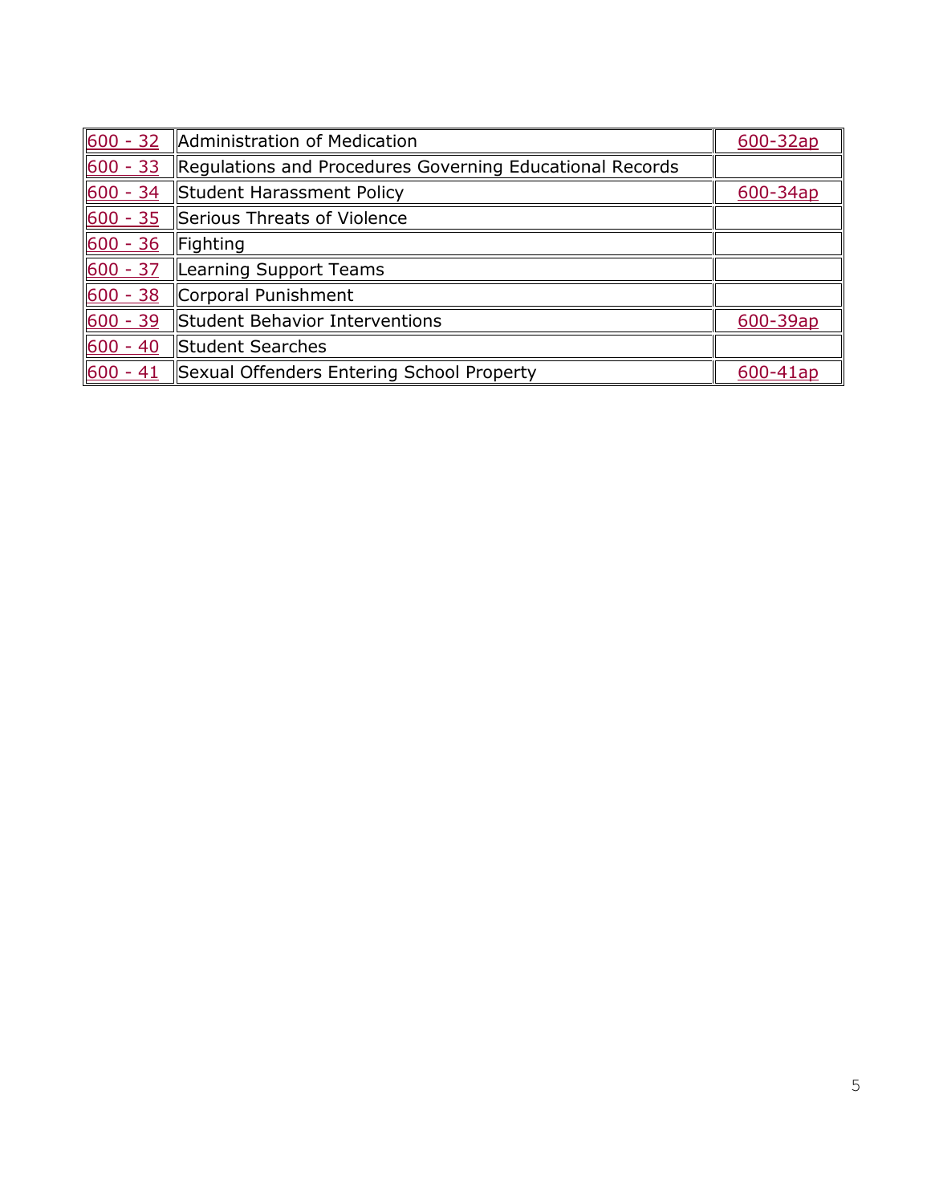| | | |
|---|---|---|
| 600 - 32 | Administration of Medication | 600-32ap |
| 600 - 33 | Regulations and Procedures Governing Educational Records | |
| 600 - 34 | Student Harassment Policy | 600-34ap |
| 600 - 35 | Serious Threats of Violence | |
| 600 - 36 | Fighting | |
| 600 - 37 | Learning Support Teams | |
| 600 - 38 | Corporal Punishment | |
| 600 - 39 | Student Behavior Interventions | 600-39ap |
| 600 - 40 | Student Searches | |
| 600 - 41 | Sexual Offenders Entering School Property | 600-41ap |